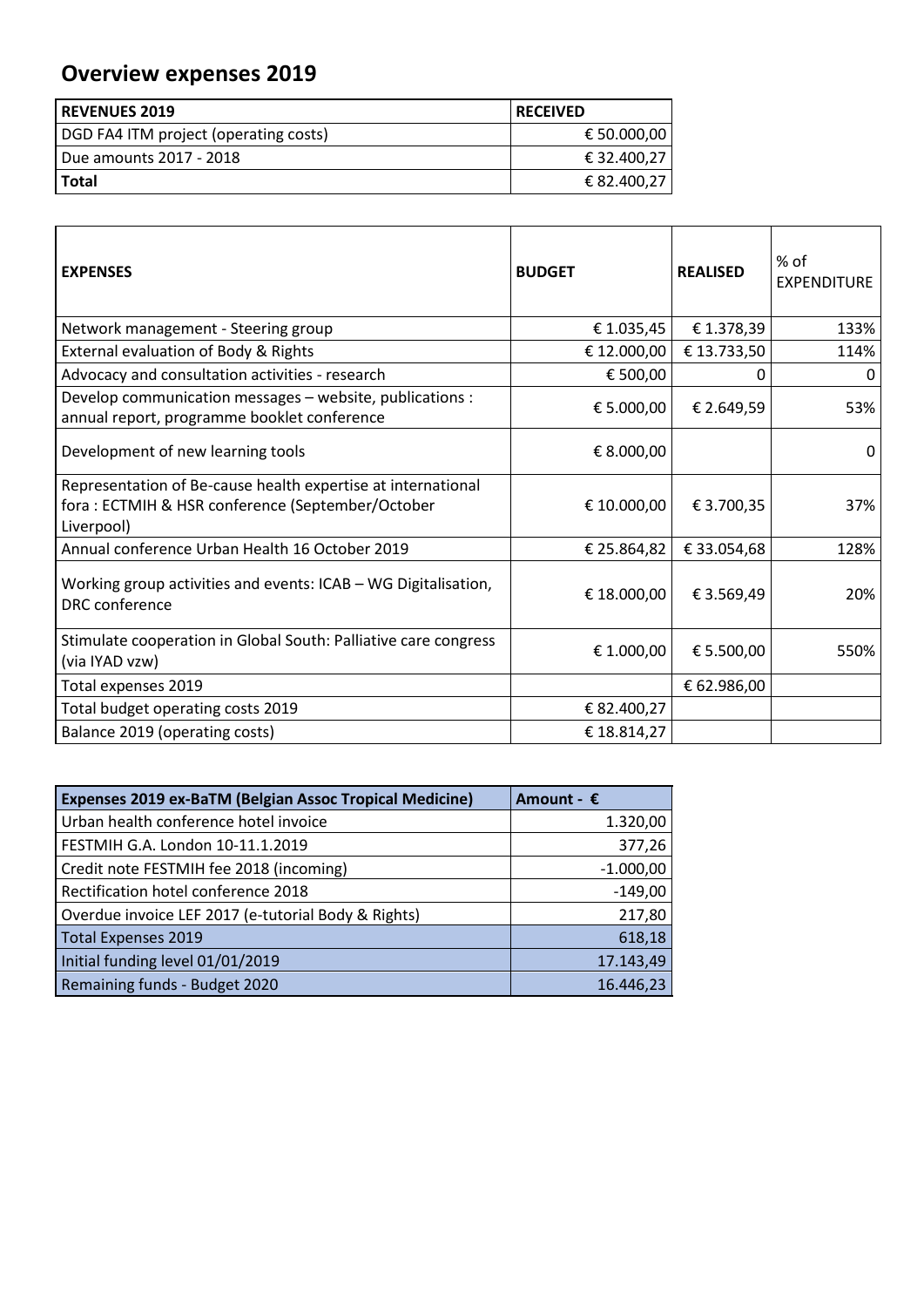# Overview expenses 2019

| REVENUES 2019 | RECEIVED |
|---|---|
| DGD FA4 ITM project (operating costs) | € 50.000,00 |
| Due amounts 2017 - 2018 | € 32.400,27 |
| **Total** | € 82.400,27 |

| EXPENSES | BUDGET | REALISED | % of EXPENDITURE |
|---|---|---|---|
| Network management - Steering group | € 1.035,45 | € 1.378,39 | 133% |
| External evaluation of Body & Rights | € 12.000,00 | € 13.733,50 | 114% |
| Advocacy and consultation activities - research | € 500,00 | 0 | 0 |
| Develop communication messages – website, publications : annual report, programme booklet conference | € 5.000,00 | € 2.649,59 | 53% |
| Development of new learning tools | € 8.000,00 | | 0 |
| Representation of Be-cause health expertise at international fora : ECTMIH & HSR conference (September/October Liverpool) | € 10.000,00 | € 3.700,35 | 37% |
| Annual conference Urban Health 16 October 2019 | € 25.864,82 | € 33.054,68 | 128% |
| Working group activities and events: ICAB – WG Digitalisation, DRC conference | € 18.000,00 | € 3.569,49 | 20% |
| Stimulate cooperation in Global South: Palliative care congress (via IYAD vzw) | € 1.000,00 | € 5.500,00 | 550% |
| Total expenses 2019 | | € 62.986,00 | |
| Total budget operating costs 2019 | € 82.400,27 | | |
| Balance 2019 (operating costs) | € 18.814,27 | | |

| Expenses 2019 ex-BaTM (Belgian Assoc Tropical Medicine) | Amount - € |
|---|---|
| Urban health conference hotel invoice | 1.320,00 |
| FESTMIH G.A. London 10-11.1.2019 | 377,26 |
| Credit note FESTMIH fee 2018 (incoming) | -1.000,00 |
| Rectification hotel conference 2018 | -149,00 |
| Overdue invoice LEF 2017 (e-tutorial Body & Rights) | 217,80 |
| Total Expenses 2019 | 618,18 |
| Initial funding level 01/01/2019 | 17.143,49 |
| Remaining funds - Budget 2020 | 16.446,23 |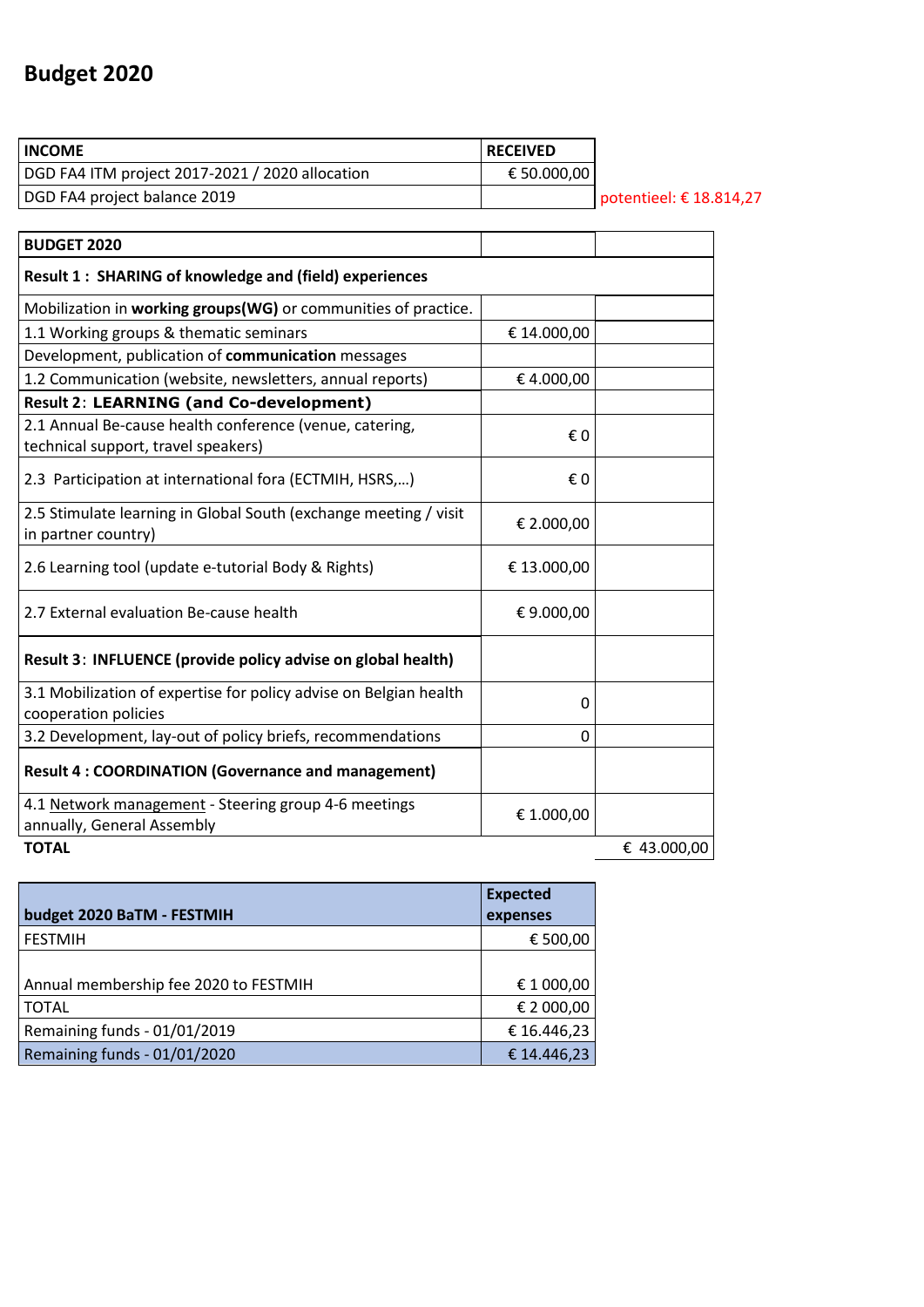# Budget 2020

| INCOME | RECEIVED | |
|---|---|---|
| DGD FA4 ITM project 2017-2021 / 2020 allocation | € 50.000,00 | |
| DGD FA4 project balance 2019 | | potentieel: € 18.814,27 |

| BUDGET 2020 | | |
|---|---|---|
| **Result 1 : SHARING of knowledge and (field) experiences** | | |
| Mobilization in **working groups(WG)** or communities of practice. | | |
| 1.1 Working groups & thematic seminars | € 14.000,00 | |
| Development, publication of **communication** messages | | |
| 1.2 Communication (website, newsletters, annual reports) | € 4.000,00 | |
| **Result 2: LEARNING (and Co-development)** | | |
| 2.1 Annual Be-cause health conference (venue, catering, technical support, travel speakers) | € 0 | |
| 2.3 Participation at international fora (ECTMIH, HSRS,…) | € 0 | |
| 2.5 Stimulate learning in Global South (exchange meeting / visit in partner country) | € 2.000,00 | |
| 2.6 Learning tool (update e-tutorial Body & Rights) | € 13.000,00 | |
| 2.7 External evaluation Be-cause health | € 9.000,00 | |
| **Result 3: INFLUENCE (provide policy advise on global health)** | | |
| 3.1 Mobilization of expertise for policy advise on Belgian health cooperation policies | 0 | |
| 3.2 Development, lay-out of policy briefs, recommendations | 0 | |
| **Result 4 : COORDINATION (Governance and management)** | | |
| 4.1 Network management - Steering group 4-6 meetings annually, General Assembly | € 1.000,00 | |
| **TOTAL** | | € 43.000,00 |

| budget 2020 BaTM - FESTMIH | Expected expenses |
|---|---|
| FESTMIH | € 500,00 |
| Annual membership fee 2020 to FESTMIH | € 1 000,00 |
| TOTAL | € 2 000,00 |
| Remaining funds - 01/01/2019 | € 16.446,23 |
| Remaining funds - 01/01/2020 | € 14.446,23 |